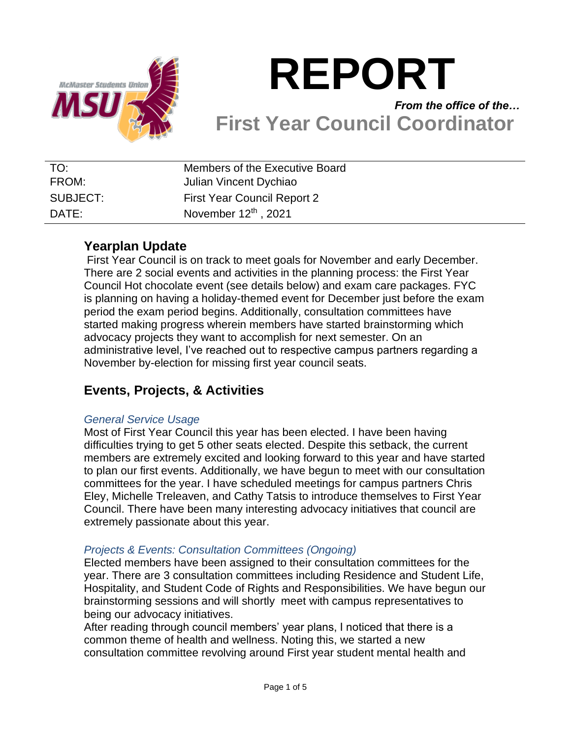# REPORT

***From the office of the…***

## First Year Council Coordinator

| | |
|---|---|
| TO: | Members of the Executive Board |
| FROM: | Julian Vincent Dychiao |
| SUBJECT: | First Year Council Report 2 |
| DATE: | November 12th , 2021 |

## Yearplan Update

First Year Council is on track to meet goals for November and early December. There are 2 social events and activities in the planning process: the First Year Council Hot chocolate event (see details below) and exam care packages. FYC is planning on having a holiday-themed event for December just before the exam period the exam period begins. Additionally, consultation committees have started making progress wherein members have started brainstorming which advocacy projects they want to accomplish for next semester. On an administrative level, I've reached out to respective campus partners regarding a November by-election for missing first year council seats.

## Events, Projects, & Activities

### *General Service Usage*

Most of First Year Council this year has been elected. I have been having difficulties trying to get 5 other seats elected. Despite this setback, the current members are extremely excited and looking forward to this year and have started to plan our first events. Additionally, we have begun to meet with our consultation committees for the year. I have scheduled meetings for campus partners Chris Eley, Michelle Treleaven, and Cathy Tatsis to introduce themselves to First Year Council. There have been many interesting advocacy initiatives that council are extremely passionate about this year.

### *Projects & Events: Consultation Committees (Ongoing)*

Elected members have been assigned to their consultation committees for the year. There are 3 consultation committees including Residence and Student Life, Hospitality, and Student Code of Rights and Responsibilities. We have begun our brainstorming sessions and will shortly meet with campus representatives to being our advocacy initiatives.

After reading through council members' year plans, I noticed that there is a common theme of health and wellness. Noting this, we started a new consultation committee revolving around First year student mental health and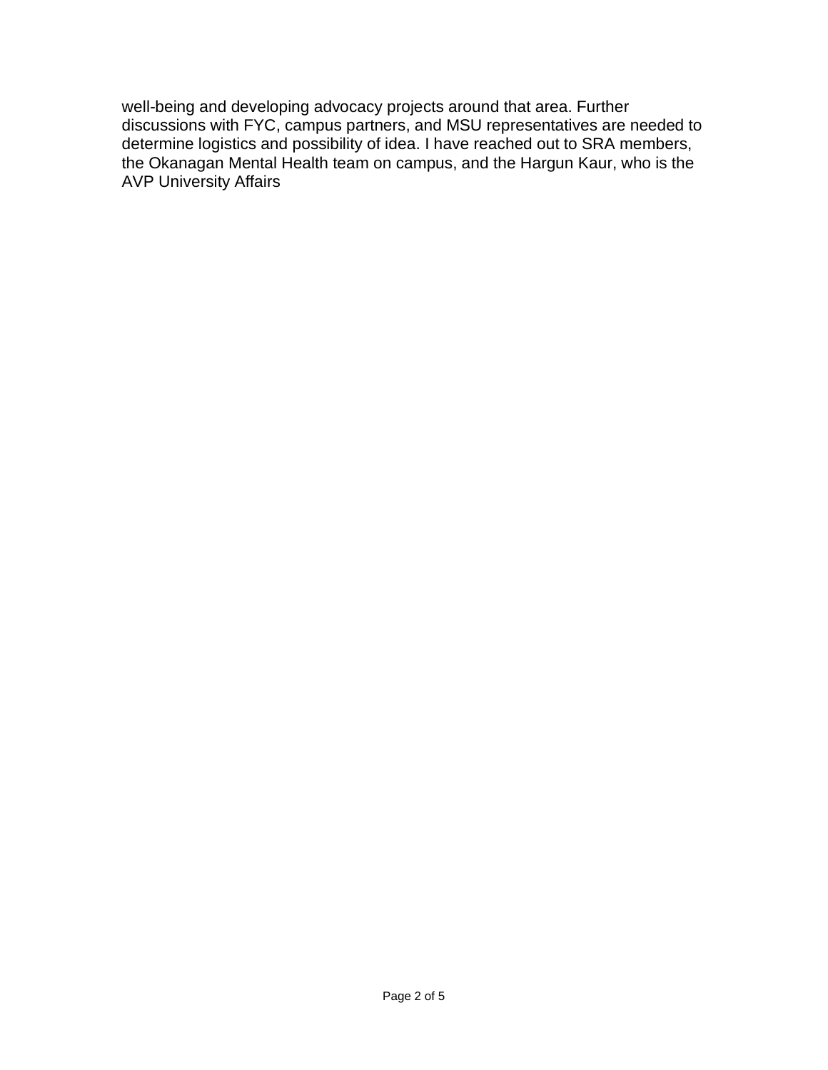well-being and developing advocacy projects around that area. Further discussions with FYC, campus partners, and MSU representatives are needed to determine logistics and possibility of idea. I have reached out to SRA members, the Okanagan Mental Health team on campus, and the Hargun Kaur, who is the AVP University Affairs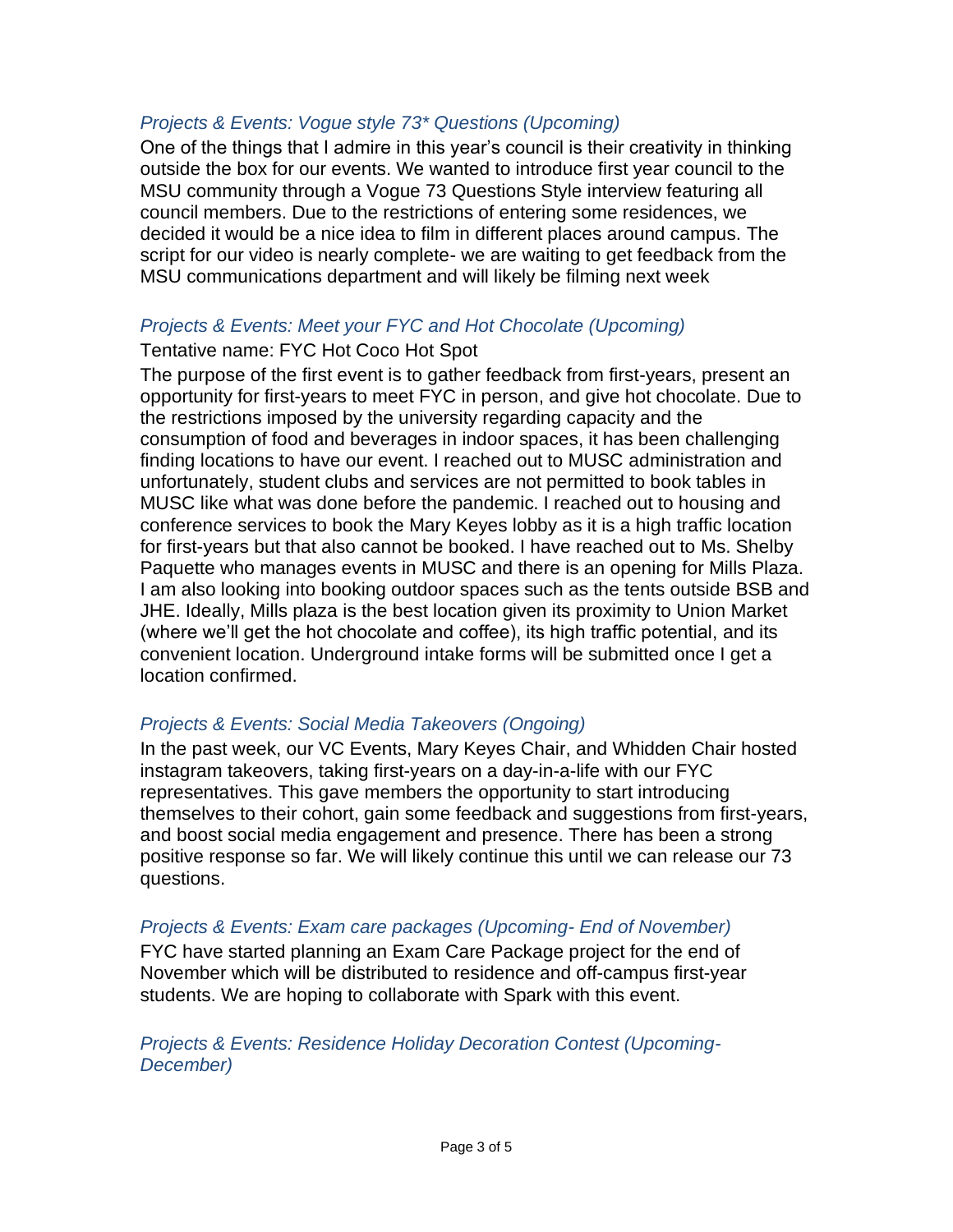### *Projects & Events: Vogue style 73* Questions (Upcoming)*

One of the things that I admire in this year's council is their creativity in thinking outside the box for our events. We wanted to introduce first year council to the MSU community through a Vogue 73 Questions Style interview featuring all council members. Due to the restrictions of entering some residences, we decided it would be a nice idea to film in different places around campus. The script for our video is nearly complete- we are waiting to get feedback from the MSU communications department and will likely be filming next week

### *Projects & Events: Meet your FYC and Hot Chocolate (Upcoming)*

Tentative name: FYC Hot Coco Hot Spot

The purpose of the first event is to gather feedback from first-years, present an opportunity for first-years to meet FYC in person, and give hot chocolate. Due to the restrictions imposed by the university regarding capacity and the consumption of food and beverages in indoor spaces, it has been challenging finding locations to have our event. I reached out to MUSC administration and unfortunately, student clubs and services are not permitted to book tables in MUSC like what was done before the pandemic. I reached out to housing and conference services to book the Mary Keyes lobby as it is a high traffic location for first-years but that also cannot be booked. I have reached out to Ms. Shelby Paquette who manages events in MUSC and there is an opening for Mills Plaza. I am also looking into booking outdoor spaces such as the tents outside BSB and JHE. Ideally, Mills plaza is the best location given its proximity to Union Market (where we'll get the hot chocolate and coffee), its high traffic potential, and its convenient location. Underground intake forms will be submitted once I get a location confirmed.

### *Projects & Events: Social Media Takeovers (Ongoing)*

In the past week, our VC Events, Mary Keyes Chair, and Whidden Chair hosted instagram takeovers, taking first-years on a day-in-a-life with our FYC representatives. This gave members the opportunity to start introducing themselves to their cohort, gain some feedback and suggestions from first-years, and boost social media engagement and presence. There has been a strong positive response so far. We will likely continue this until we can release our 73 questions.

### *Projects & Events: Exam care packages (Upcoming- End of November)*

FYC have started planning an Exam Care Package project for the end of November which will be distributed to residence and off-campus first-year students. We are hoping to collaborate with Spark with this event.

### *Projects & Events: Residence Holiday Decoration Contest (Upcoming- December)*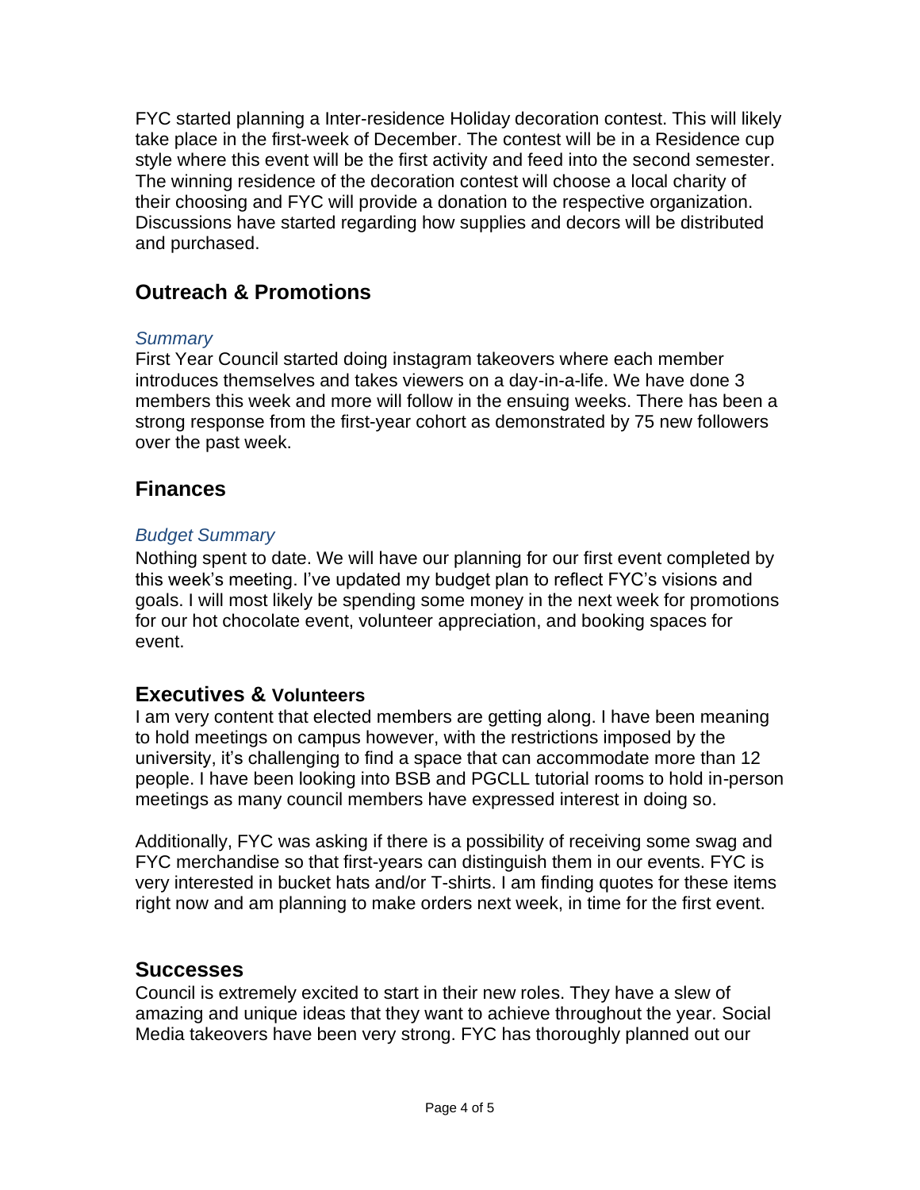FYC started planning a Inter-residence Holiday decoration contest. This will likely take place in the first-week of December. The contest will be in a Residence cup style where this event will be the first activity and feed into the second semester. The winning residence of the decoration contest will choose a local charity of their choosing and FYC will provide a donation to the respective organization. Discussions have started regarding how supplies and decors will be distributed and purchased.

## Outreach & Promotions

### *Summary*

First Year Council started doing instagram takeovers where each member introduces themselves and takes viewers on a day-in-a-life. We have done 3 members this week and more will follow in the ensuing weeks. There has been a strong response from the first-year cohort as demonstrated by 75 new followers over the past week.

## Finances

### *Budget Summary*

Nothing spent to date. We will have our planning for our first event completed by this week's meeting. I've updated my budget plan to reflect FYC's visions and goals. I will most likely be spending some money in the next week for promotions for our hot chocolate event, volunteer appreciation, and booking spaces for event.

## Executives & Volunteers

I am very content that elected members are getting along. I have been meaning to hold meetings on campus however, with the restrictions imposed by the university, it's challenging to find a space that can accommodate more than 12 people. I have been looking into BSB and PGCLL tutorial rooms to hold in-person meetings as many council members have expressed interest in doing so.

Additionally, FYC was asking if there is a possibility of receiving some swag and FYC merchandise so that first-years can distinguish them in our events. FYC is very interested in bucket hats and/or T-shirts. I am finding quotes for these items right now and am planning to make orders next week, in time for the first event.

## Successes

Council is extremely excited to start in their new roles. They have a slew of amazing and unique ideas that they want to achieve throughout the year. Social Media takeovers have been very strong. FYC has thoroughly planned out our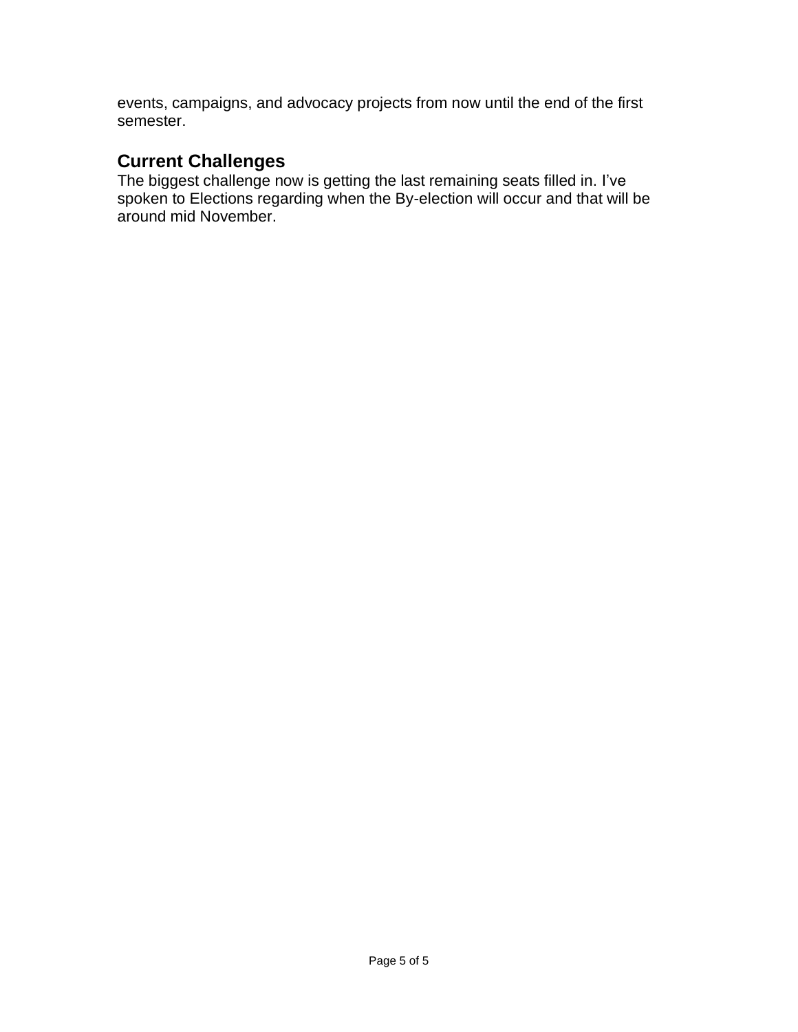events, campaigns, and advocacy projects from now until the end of the first semester.

## Current Challenges

The biggest challenge now is getting the last remaining seats filled in. I've spoken to Elections regarding when the By-election will occur and that will be around mid November.